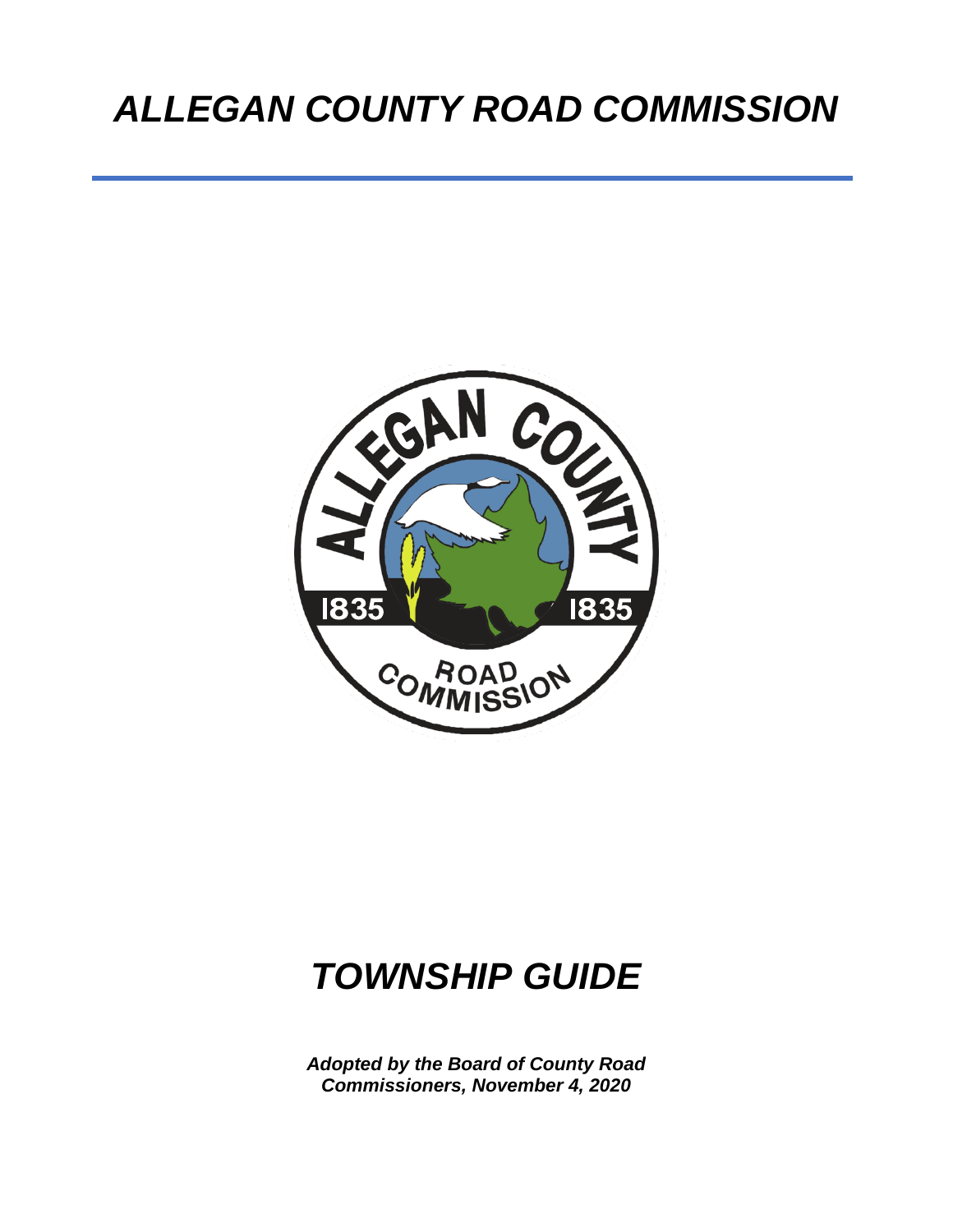# *ALLEGAN COUNTY ROAD COMMISSION*

# *TOWNSHIP GUIDE*

***Adopted by the Board of County Road Commissioners, November 4, 2020***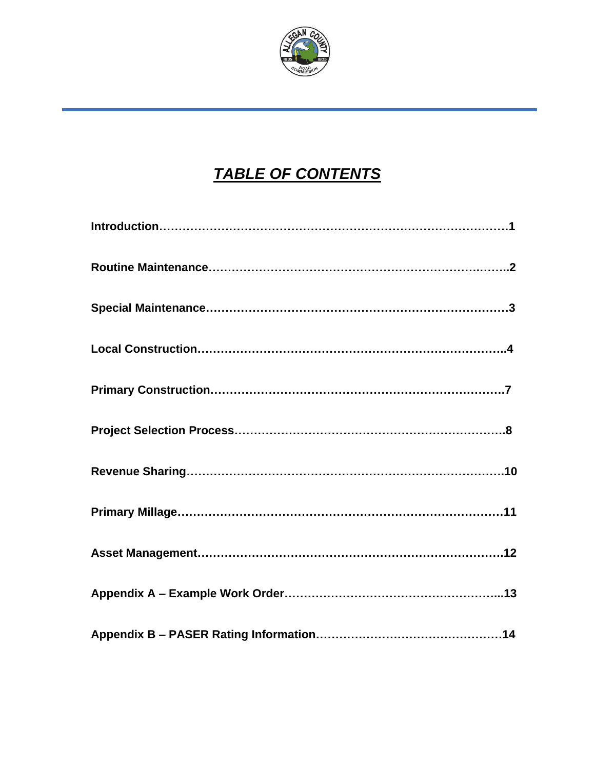# *TABLE OF CONTENTS*

**Introduction……………………………………………………………………………1**

**Routine Maintenance………………………………………………………….……..2**

**Special Maintenance…………………………………………………………………3**

**Local Construction…………………………………………………………………..4**

**Primary Construction………………………………………………………………7**

**Project Selection Process…………………………………………………………8**

**Revenue Sharing……………………………………………………………………10**

**Primary Millage………………………………………………………………………11**

**Asset Management…………………………………………………………………12**

**Appendix A – Example Work Order………………………………………………...13**

**Appendix B – PASER Rating Information…………………………………………14**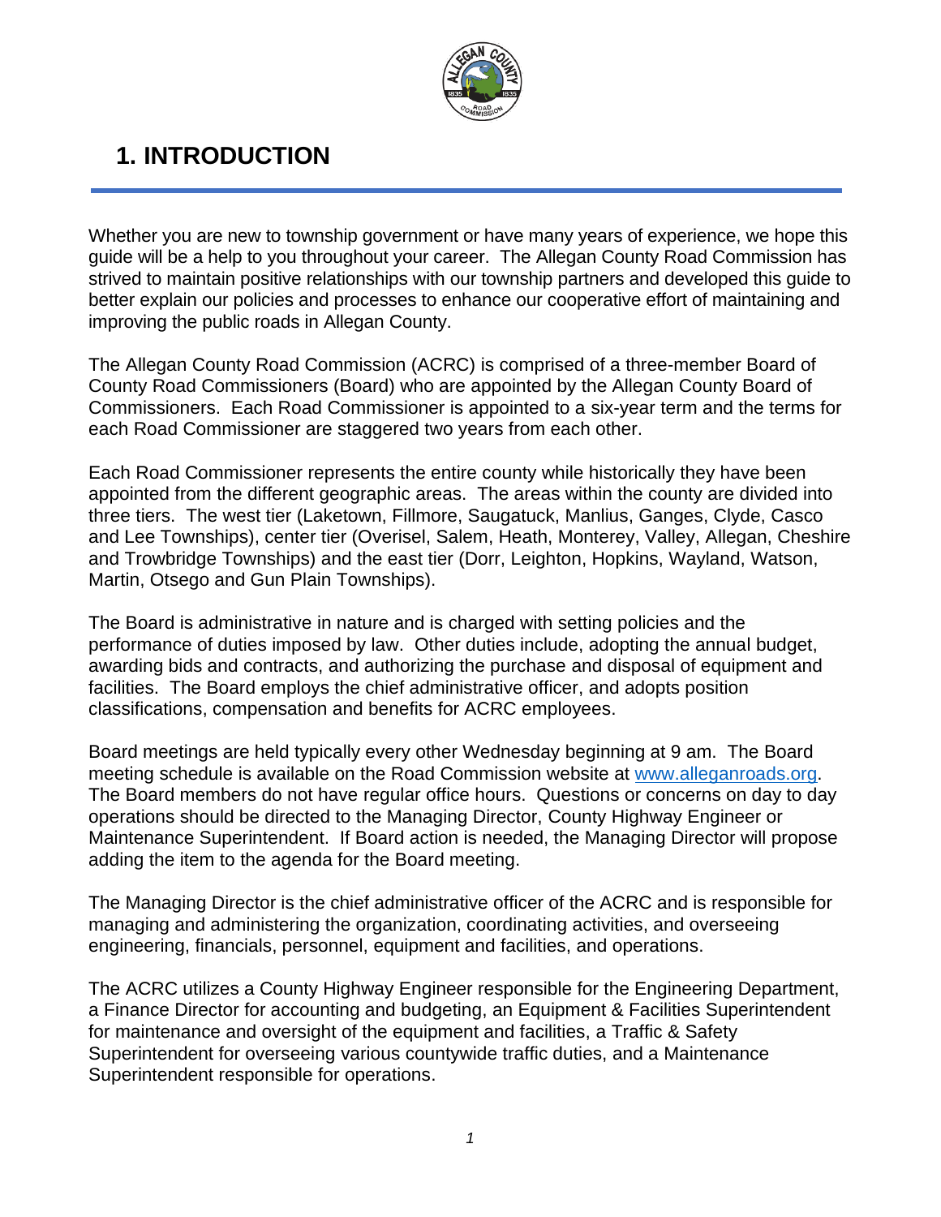# 1. INTRODUCTION

Whether you are new to township government or have many years of experience, we hope this guide will be a help to you throughout your career. The Allegan County Road Commission has strived to maintain positive relationships with our township partners and developed this guide to better explain our policies and processes to enhance our cooperative effort of maintaining and improving the public roads in Allegan County.

The Allegan County Road Commission (ACRC) is comprised of a three-member Board of County Road Commissioners (Board) who are appointed by the Allegan County Board of Commissioners. Each Road Commissioner is appointed to a six-year term and the terms for each Road Commissioner are staggered two years from each other.

Each Road Commissioner represents the entire county while historically they have been appointed from the different geographic areas. The areas within the county are divided into three tiers. The west tier (Laketown, Fillmore, Saugatuck, Manlius, Ganges, Clyde, Casco and Lee Townships), center tier (Overisel, Salem, Heath, Monterey, Valley, Allegan, Cheshire and Trowbridge Townships) and the east tier (Dorr, Leighton, Hopkins, Wayland, Watson, Martin, Otsego and Gun Plain Townships).

The Board is administrative in nature and is charged with setting policies and the performance of duties imposed by law. Other duties include, adopting the annual budget, awarding bids and contracts, and authorizing the purchase and disposal of equipment and facilities. The Board employs the chief administrative officer, and adopts position classifications, compensation and benefits for ACRC employees.

Board meetings are held typically every other Wednesday beginning at 9 am. The Board meeting schedule is available on the Road Commission website at [www.alleganroads.org](http://www.alleganroads.org). The Board members do not have regular office hours. Questions or concerns on day to day operations should be directed to the Managing Director, County Highway Engineer or Maintenance Superintendent. If Board action is needed, the Managing Director will propose adding the item to the agenda for the Board meeting.

The Managing Director is the chief administrative officer of the ACRC and is responsible for managing and administering the organization, coordinating activities, and overseeing engineering, financials, personnel, equipment and facilities, and operations.

The ACRC utilizes a County Highway Engineer responsible for the Engineering Department, a Finance Director for accounting and budgeting, an Equipment & Facilities Superintendent for maintenance and oversight of the equipment and facilities, a Traffic & Safety Superintendent for overseeing various countywide traffic duties, and a Maintenance Superintendent responsible for operations.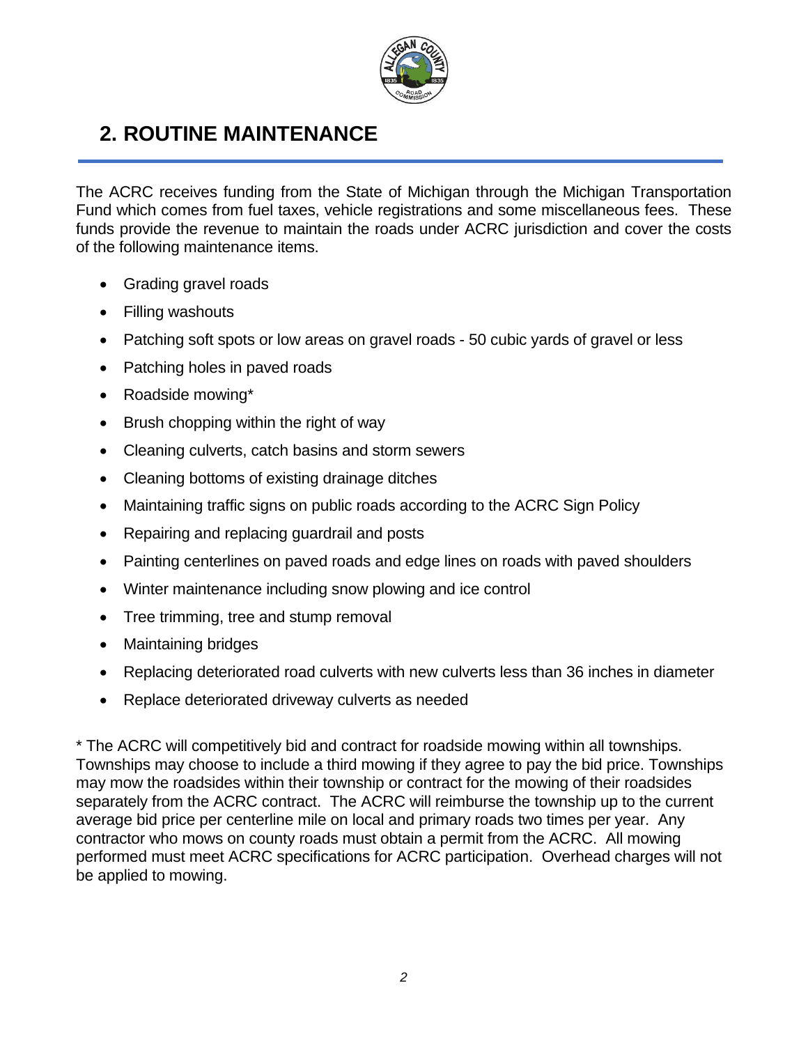## 2. ROUTINE MAINTENANCE

The ACRC receives funding from the State of Michigan through the Michigan Transportation Fund which comes from fuel taxes, vehicle registrations and some miscellaneous fees. These funds provide the revenue to maintain the roads under ACRC jurisdiction and cover the costs of the following maintenance items.

- Grading gravel roads
- Filling washouts
- Patching soft spots or low areas on gravel roads - 50 cubic yards of gravel or less
- Patching holes in paved roads
- Roadside mowing*
- Brush chopping within the right of way
- Cleaning culverts, catch basins and storm sewers
- Cleaning bottoms of existing drainage ditches
- Maintaining traffic signs on public roads according to the ACRC Sign Policy
- Repairing and replacing guardrail and posts
- Painting centerlines on paved roads and edge lines on roads with paved shoulders
- Winter maintenance including snow plowing and ice control
- Tree trimming, tree and stump removal
- Maintaining bridges
- Replacing deteriorated road culverts with new culverts less than 36 inches in diameter
- Replace deteriorated driveway culverts as needed

* The ACRC will competitively bid and contract for roadside mowing within all townships. Townships may choose to include a third mowing if they agree to pay the bid price. Townships may mow the roadsides within their township or contract for the mowing of their roadsides separately from the ACRC contract. The ACRC will reimburse the township up to the current average bid price per centerline mile on local and primary roads two times per year. Any contractor who mows on county roads must obtain a permit from the ACRC. All mowing performed must meet ACRC specifications for ACRC participation. Overhead charges will not be applied to mowing.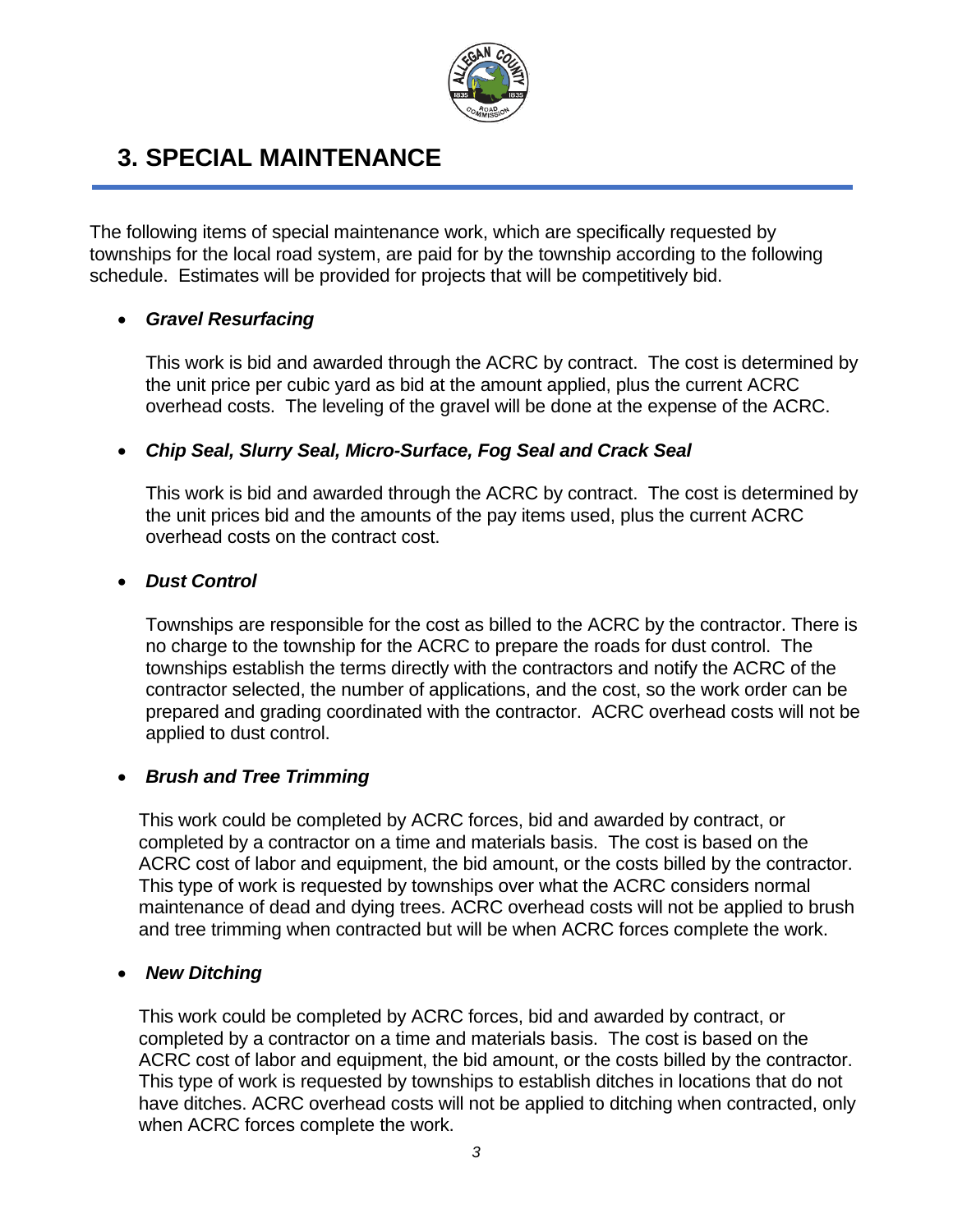# 3. SPECIAL MAINTENANCE

The following items of special maintenance work, which are specifically requested by townships for the local road system, are paid for by the township according to the following schedule. Estimates will be provided for projects that will be competitively bid.

- ***Gravel Resurfacing***

  This work is bid and awarded through the ACRC by contract. The cost is determined by the unit price per cubic yard as bid at the amount applied, plus the current ACRC overhead costs. The leveling of the gravel will be done at the expense of the ACRC.

- ***Chip Seal, Slurry Seal, Micro-Surface, Fog Seal and Crack Seal***

  This work is bid and awarded through the ACRC by contract. The cost is determined by the unit prices bid and the amounts of the pay items used, plus the current ACRC overhead costs on the contract cost.

- ***Dust Control***

  Townships are responsible for the cost as billed to the ACRC by the contractor. There is no charge to the township for the ACRC to prepare the roads for dust control. The townships establish the terms directly with the contractors and notify the ACRC of the contractor selected, the number of applications, and the cost, so the work order can be prepared and grading coordinated with the contractor. ACRC overhead costs will not be applied to dust control.

- ***Brush and Tree Trimming***

  This work could be completed by ACRC forces, bid and awarded by contract, or completed by a contractor on a time and materials basis. The cost is based on the ACRC cost of labor and equipment, the bid amount, or the costs billed by the contractor. This type of work is requested by townships over what the ACRC considers normal maintenance of dead and dying trees. ACRC overhead costs will not be applied to brush and tree trimming when contracted but will be when ACRC forces complete the work.

- ***New Ditching***

  This work could be completed by ACRC forces, bid and awarded by contract, or completed by a contractor on a time and materials basis. The cost is based on the ACRC cost of labor and equipment, the bid amount, or the costs billed by the contractor. This type of work is requested by townships to establish ditches in locations that do not have ditches. ACRC overhead costs will not be applied to ditching when contracted, only when ACRC forces complete the work.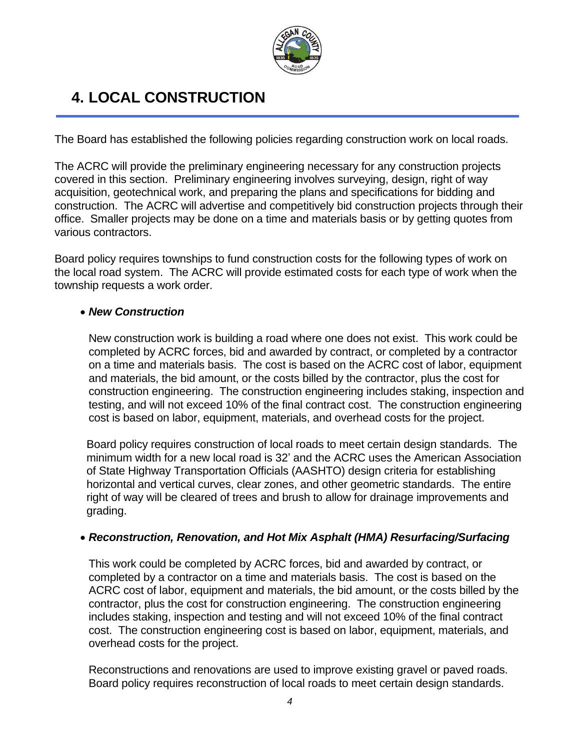# 4. LOCAL CONSTRUCTION

The Board has established the following policies regarding construction work on local roads.

The ACRC will provide the preliminary engineering necessary for any construction projects covered in this section. Preliminary engineering involves surveying, design, right of way acquisition, geotechnical work, and preparing the plans and specifications for bidding and construction. The ACRC will advertise and competitively bid construction projects through their office. Smaller projects may be done on a time and materials basis or by getting quotes from various contractors.

Board policy requires townships to fund construction costs for the following types of work on the local road system. The ACRC will provide estimated costs for each type of work when the township requests a work order.

- ***New Construction***

  New construction work is building a road where one does not exist. This work could be completed by ACRC forces, bid and awarded by contract, or completed by a contractor on a time and materials basis. The cost is based on the ACRC cost of labor, equipment and materials, the bid amount, or the costs billed by the contractor, plus the cost for construction engineering. The construction engineering includes staking, inspection and testing, and will not exceed 10% of the final contract cost. The construction engineering cost is based on labor, equipment, materials, and overhead costs for the project.

  Board policy requires construction of local roads to meet certain design standards. The minimum width for a new local road is 32' and the ACRC uses the American Association of State Highway Transportation Officials (AASHTO) design criteria for establishing horizontal and vertical curves, clear zones, and other geometric standards. The entire right of way will be cleared of trees and brush to allow for drainage improvements and grading.

- ***Reconstruction, Renovation, and Hot Mix Asphalt (HMA) Resurfacing/Surfacing***

  This work could be completed by ACRC forces, bid and awarded by contract, or completed by a contractor on a time and materials basis. The cost is based on the ACRC cost of labor, equipment and materials, the bid amount, or the costs billed by the contractor, plus the cost for construction engineering. The construction engineering includes staking, inspection and testing and will not exceed 10% of the final contract cost. The construction engineering cost is based on labor, equipment, materials, and overhead costs for the project.

  Reconstructions and renovations are used to improve existing gravel or paved roads. Board policy requires reconstruction of local roads to meet certain design standards.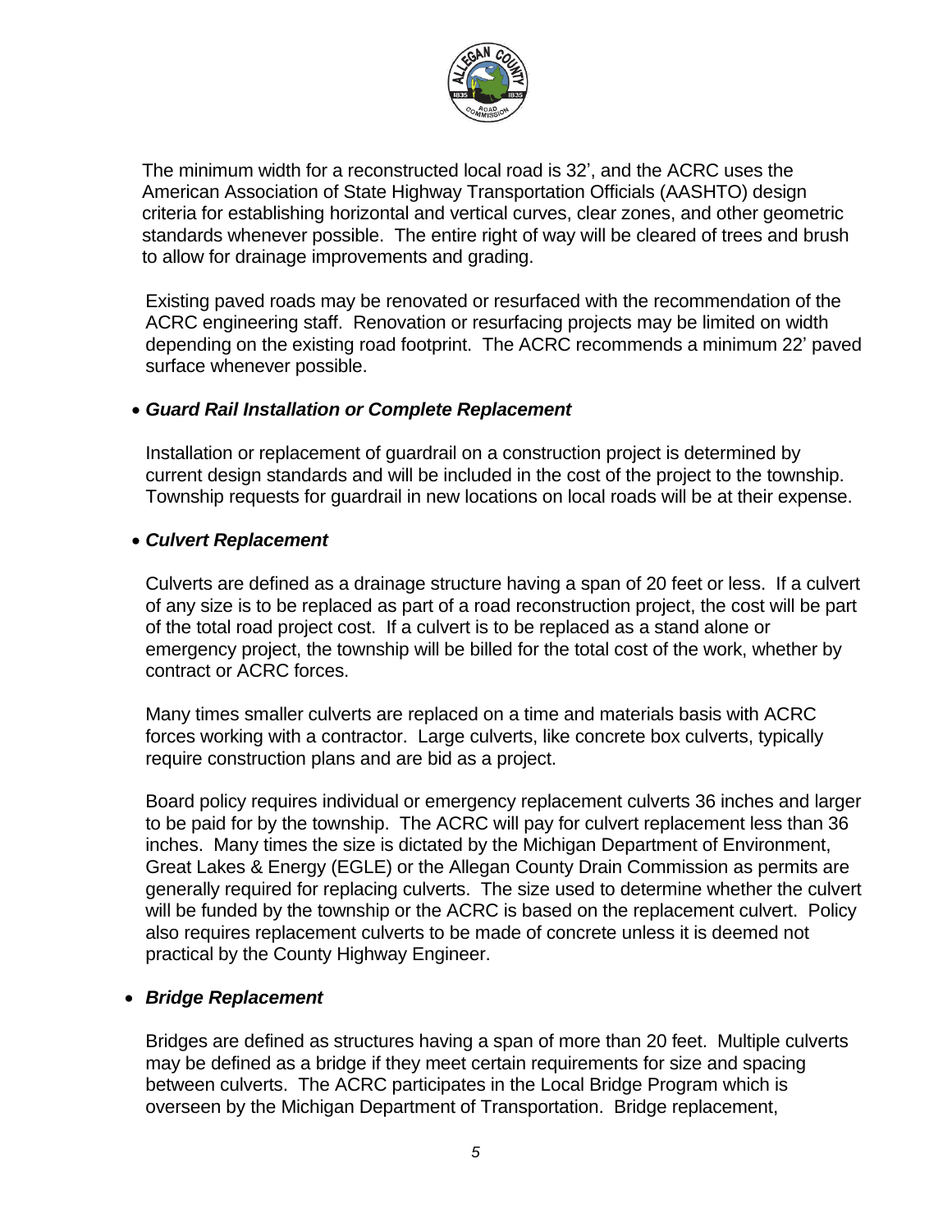The minimum width for a reconstructed local road is 32', and the ACRC uses the American Association of State Highway Transportation Officials (AASHTO) design criteria for establishing horizontal and vertical curves, clear zones, and other geometric standards whenever possible. The entire right of way will be cleared of trees and brush to allow for drainage improvements and grading.

Existing paved roads may be renovated or resurfaced with the recommendation of the ACRC engineering staff. Renovation or resurfacing projects may be limited on width depending on the existing road footprint. The ACRC recommends a minimum 22' paved surface whenever possible.

- ***Guard Rail Installation or Complete Replacement***

  Installation or replacement of guardrail on a construction project is determined by current design standards and will be included in the cost of the project to the township. Township requests for guardrail in new locations on local roads will be at their expense.

- ***Culvert Replacement***

  Culverts are defined as a drainage structure having a span of 20 feet or less. If a culvert of any size is to be replaced as part of a road reconstruction project, the cost will be part of the total road project cost. If a culvert is to be replaced as a stand alone or emergency project, the township will be billed for the total cost of the work, whether by contract or ACRC forces.

  Many times smaller culverts are replaced on a time and materials basis with ACRC forces working with a contractor. Large culverts, like concrete box culverts, typically require construction plans and are bid as a project.

  Board policy requires individual or emergency replacement culverts 36 inches and larger to be paid for by the township. The ACRC will pay for culvert replacement less than 36 inches. Many times the size is dictated by the Michigan Department of Environment, Great Lakes & Energy (EGLE) or the Allegan County Drain Commission as permits are generally required for replacing culverts. The size used to determine whether the culvert will be funded by the township or the ACRC is based on the replacement culvert. Policy also requires replacement culverts to be made of concrete unless it is deemed not practical by the County Highway Engineer.

- ***Bridge Replacement***

  Bridges are defined as structures having a span of more than 20 feet. Multiple culverts may be defined as a bridge if they meet certain requirements for size and spacing between culverts. The ACRC participates in the Local Bridge Program which is overseen by the Michigan Department of Transportation. Bridge replacement,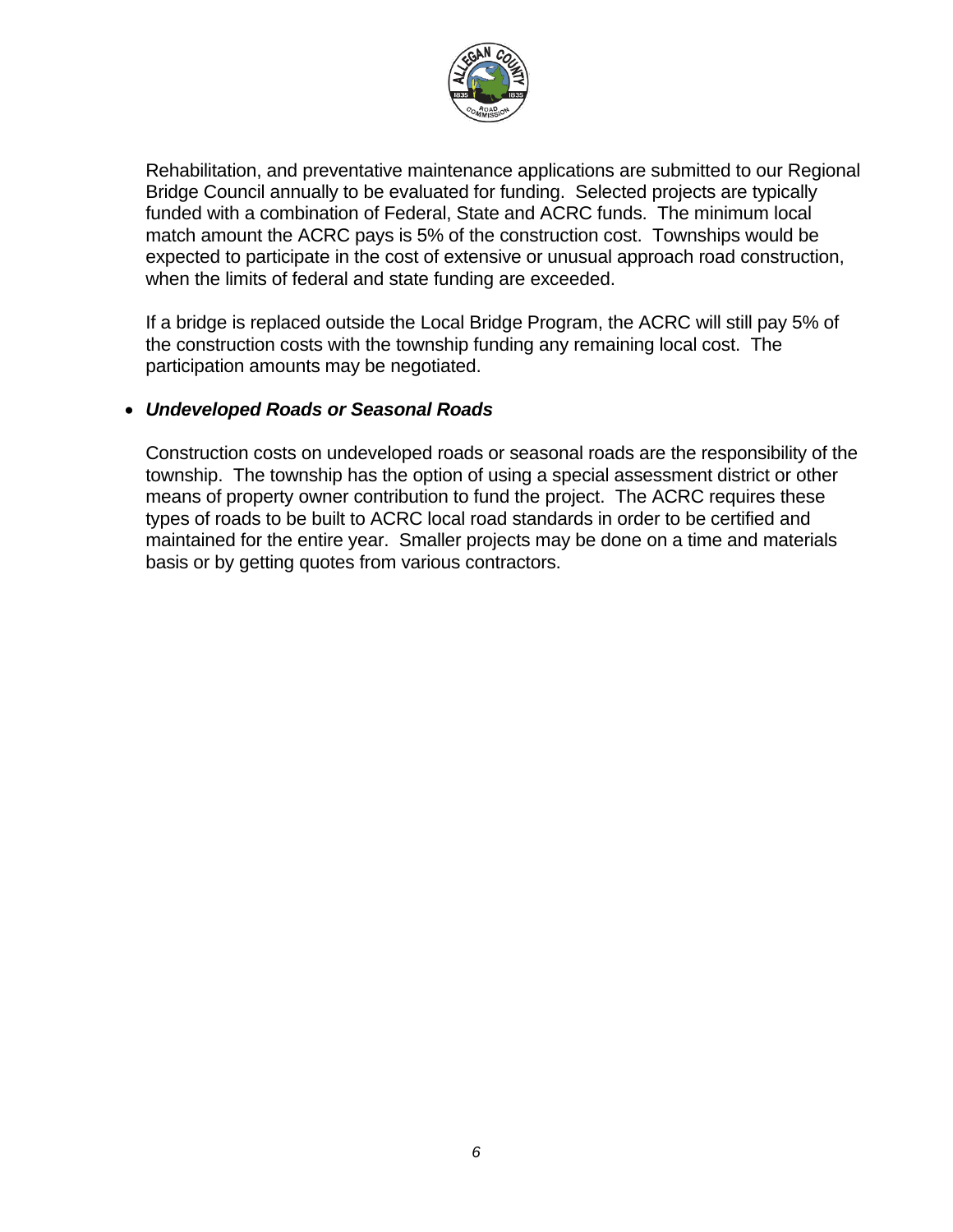Rehabilitation, and preventative maintenance applications are submitted to our Regional Bridge Council annually to be evaluated for funding. Selected projects are typically funded with a combination of Federal, State and ACRC funds. The minimum local match amount the ACRC pays is 5% of the construction cost. Townships would be expected to participate in the cost of extensive or unusual approach road construction, when the limits of federal and state funding are exceeded.

If a bridge is replaced outside the Local Bridge Program, the ACRC will still pay 5% of the construction costs with the township funding any remaining local cost. The participation amounts may be negotiated.

- ***Undeveloped Roads or Seasonal Roads***

Construction costs on undeveloped roads or seasonal roads are the responsibility of the township. The township has the option of using a special assessment district or other means of property owner contribution to fund the project. The ACRC requires these types of roads to be built to ACRC local road standards in order to be certified and maintained for the entire year. Smaller projects may be done on a time and materials basis or by getting quotes from various contractors.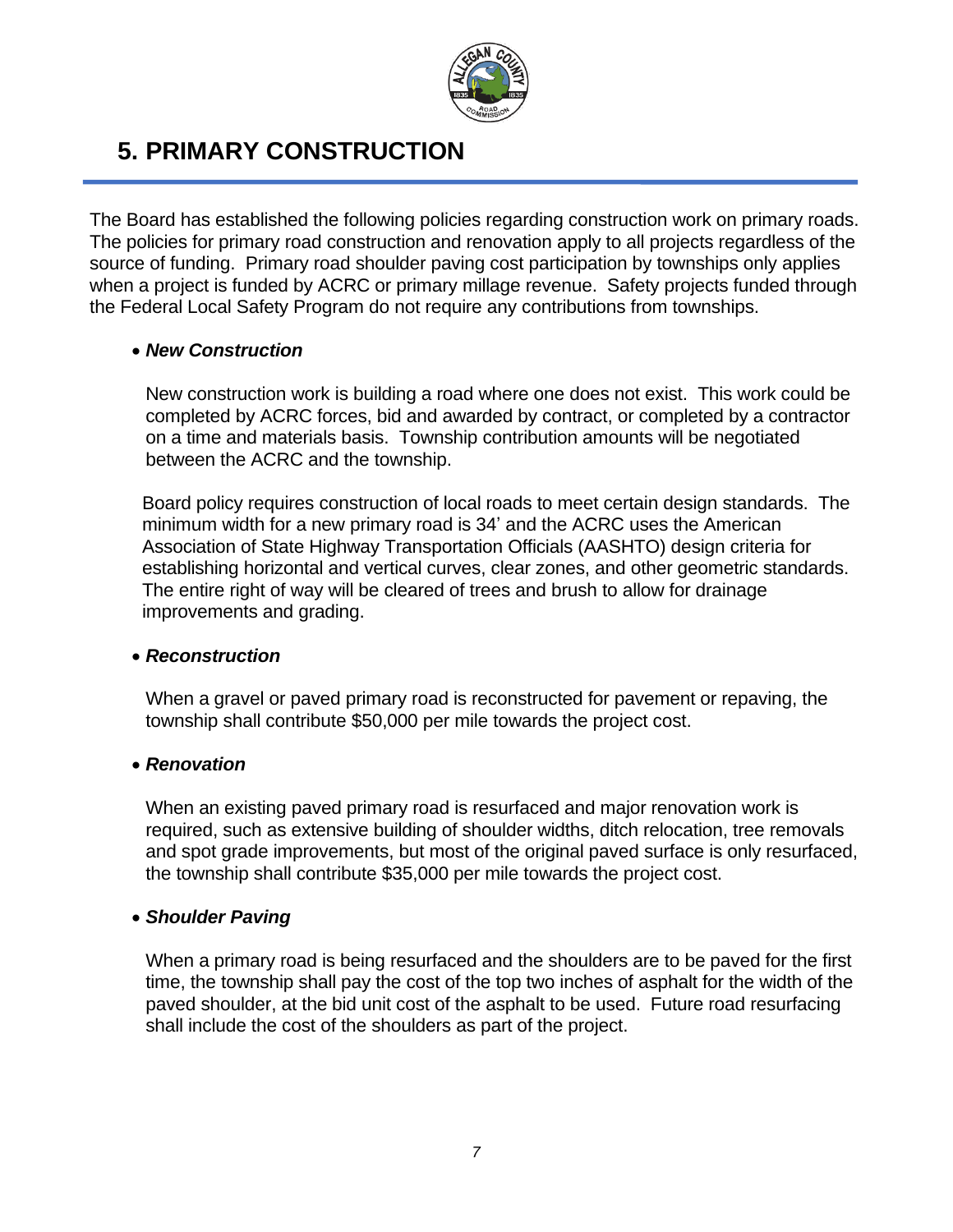# 5. PRIMARY CONSTRUCTION

The Board has established the following policies regarding construction work on primary roads. The policies for primary road construction and renovation apply to all projects regardless of the source of funding. Primary road shoulder paving cost participation by townships only applies when a project is funded by ACRC or primary millage revenue. Safety projects funded through the Federal Local Safety Program do not require any contributions from townships.

- ***New Construction***

  New construction work is building a road where one does not exist. This work could be completed by ACRC forces, bid and awarded by contract, or completed by a contractor on a time and materials basis. Township contribution amounts will be negotiated between the ACRC and the township.

  Board policy requires construction of local roads to meet certain design standards. The minimum width for a new primary road is 34' and the ACRC uses the American Association of State Highway Transportation Officials (AASHTO) design criteria for establishing horizontal and vertical curves, clear zones, and other geometric standards. The entire right of way will be cleared of trees and brush to allow for drainage improvements and grading.

- ***Reconstruction***

  When a gravel or paved primary road is reconstructed for pavement or repaving, the township shall contribute $50,000 per mile towards the project cost.

- ***Renovation***

  When an existing paved primary road is resurfaced and major renovation work is required, such as extensive building of shoulder widths, ditch relocation, tree removals and spot grade improvements, but most of the original paved surface is only resurfaced, the township shall contribute $35,000 per mile towards the project cost.

- ***Shoulder Paving***

  When a primary road is being resurfaced and the shoulders are to be paved for the first time, the township shall pay the cost of the top two inches of asphalt for the width of the paved shoulder, at the bid unit cost of the asphalt to be used. Future road resurfacing shall include the cost of the shoulders as part of the project.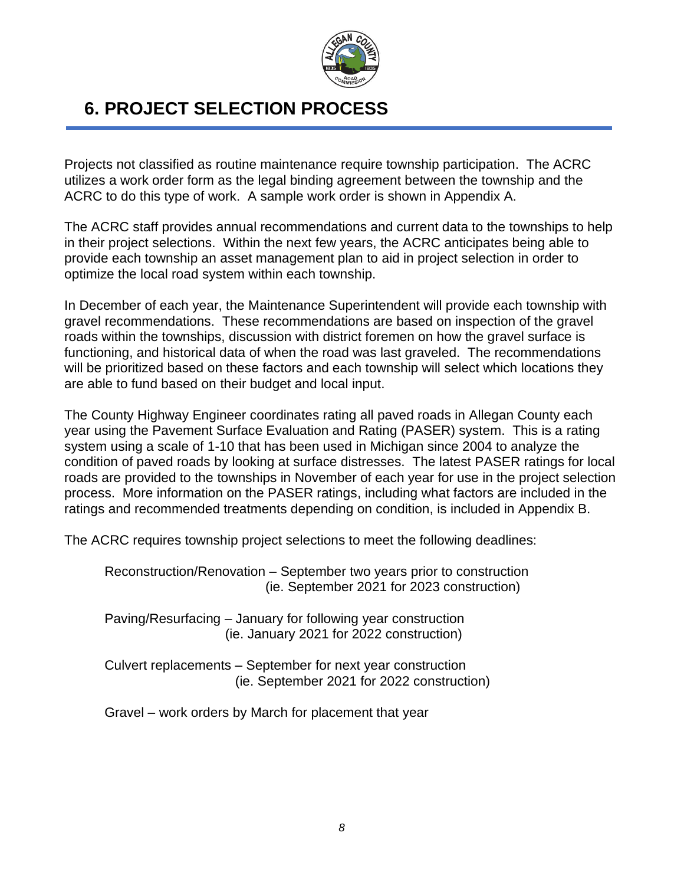# 6. PROJECT SELECTION PROCESS

Projects not classified as routine maintenance require township participation. The ACRC utilizes a work order form as the legal binding agreement between the township and the ACRC to do this type of work. A sample work order is shown in Appendix A.

The ACRC staff provides annual recommendations and current data to the townships to help in their project selections. Within the next few years, the ACRC anticipates being able to provide each township an asset management plan to aid in project selection in order to optimize the local road system within each township.

In December of each year, the Maintenance Superintendent will provide each township with gravel recommendations. These recommendations are based on inspection of the gravel roads within the townships, discussion with district foremen on how the gravel surface is functioning, and historical data of when the road was last graveled. The recommendations will be prioritized based on these factors and each township will select which locations they are able to fund based on their budget and local input.

The County Highway Engineer coordinates rating all paved roads in Allegan County each year using the Pavement Surface Evaluation and Rating (PASER) system. This is a rating system using a scale of 1-10 that has been used in Michigan since 2004 to analyze the condition of paved roads by looking at surface distresses. The latest PASER ratings for local roads are provided to the townships in November of each year for use in the project selection process. More information on the PASER ratings, including what factors are included in the ratings and recommended treatments depending on condition, is included in Appendix B.

The ACRC requires township project selections to meet the following deadlines:

Reconstruction/Renovation – September two years prior to construction (ie. September 2021 for 2023 construction)

Paving/Resurfacing – January for following year construction (ie. January 2021 for 2022 construction)

Culvert replacements – September for next year construction (ie. September 2021 for 2022 construction)

Gravel – work orders by March for placement that year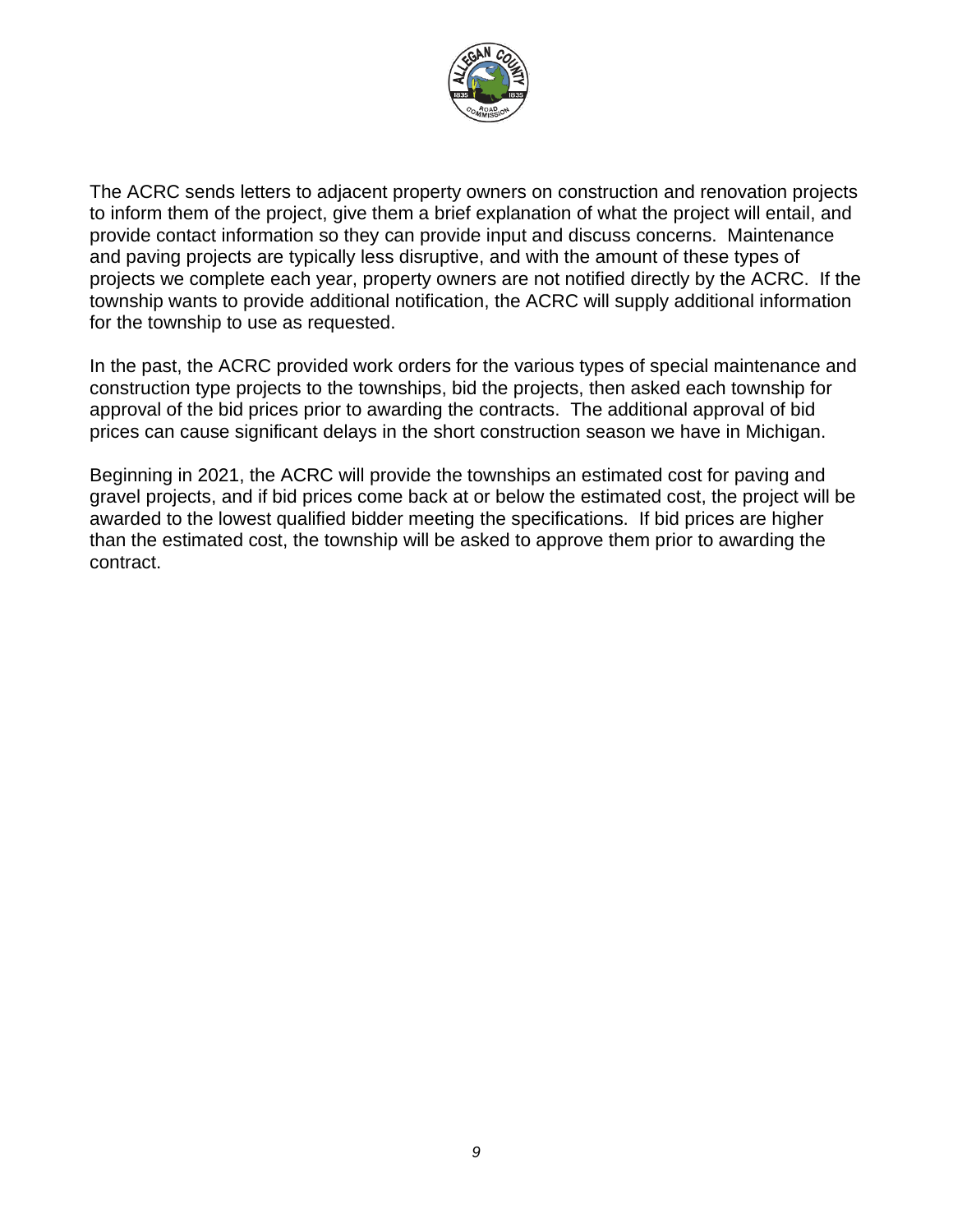The ACRC sends letters to adjacent property owners on construction and renovation projects to inform them of the project, give them a brief explanation of what the project will entail, and provide contact information so they can provide input and discuss concerns. Maintenance and paving projects are typically less disruptive, and with the amount of these types of projects we complete each year, property owners are not notified directly by the ACRC. If the township wants to provide additional notification, the ACRC will supply additional information for the township to use as requested.

In the past, the ACRC provided work orders for the various types of special maintenance and construction type projects to the townships, bid the projects, then asked each township for approval of the bid prices prior to awarding the contracts. The additional approval of bid prices can cause significant delays in the short construction season we have in Michigan.

Beginning in 2021, the ACRC will provide the townships an estimated cost for paving and gravel projects, and if bid prices come back at or below the estimated cost, the project will be awarded to the lowest qualified bidder meeting the specifications. If bid prices are higher than the estimated cost, the township will be asked to approve them prior to awarding the contract.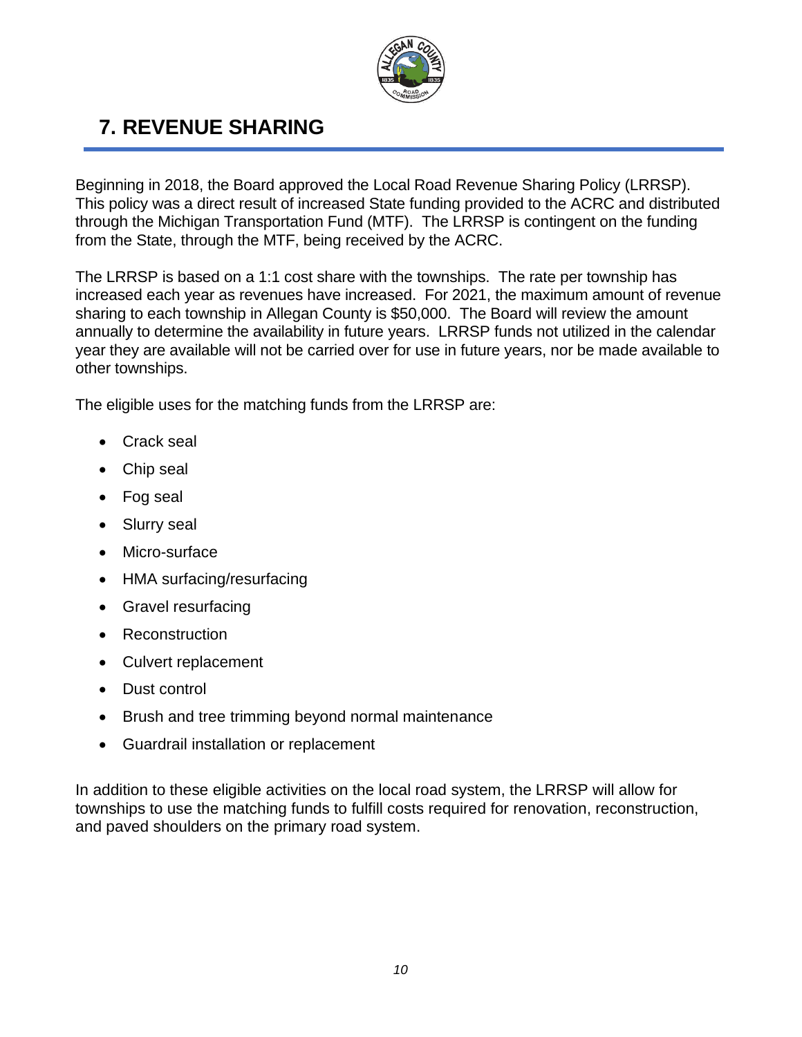# 7. REVENUE SHARING

Beginning in 2018, the Board approved the Local Road Revenue Sharing Policy (LRRSP). This policy was a direct result of increased State funding provided to the ACRC and distributed through the Michigan Transportation Fund (MTF). The LRRSP is contingent on the funding from the State, through the MTF, being received by the ACRC.

The LRRSP is based on a 1:1 cost share with the townships. The rate per township has increased each year as revenues have increased. For 2021, the maximum amount of revenue sharing to each township in Allegan County is $50,000. The Board will review the amount annually to determine the availability in future years. LRRSP funds not utilized in the calendar year they are available will not be carried over for use in future years, nor be made available to other townships.

The eligible uses for the matching funds from the LRRSP are:

- Crack seal
- Chip seal
- Fog seal
- Slurry seal
- Micro-surface
- HMA surfacing/resurfacing
- Gravel resurfacing
- Reconstruction
- Culvert replacement
- Dust control
- Brush and tree trimming beyond normal maintenance
- Guardrail installation or replacement

In addition to these eligible activities on the local road system, the LRRSP will allow for townships to use the matching funds to fulfill costs required for renovation, reconstruction, and paved shoulders on the primary road system.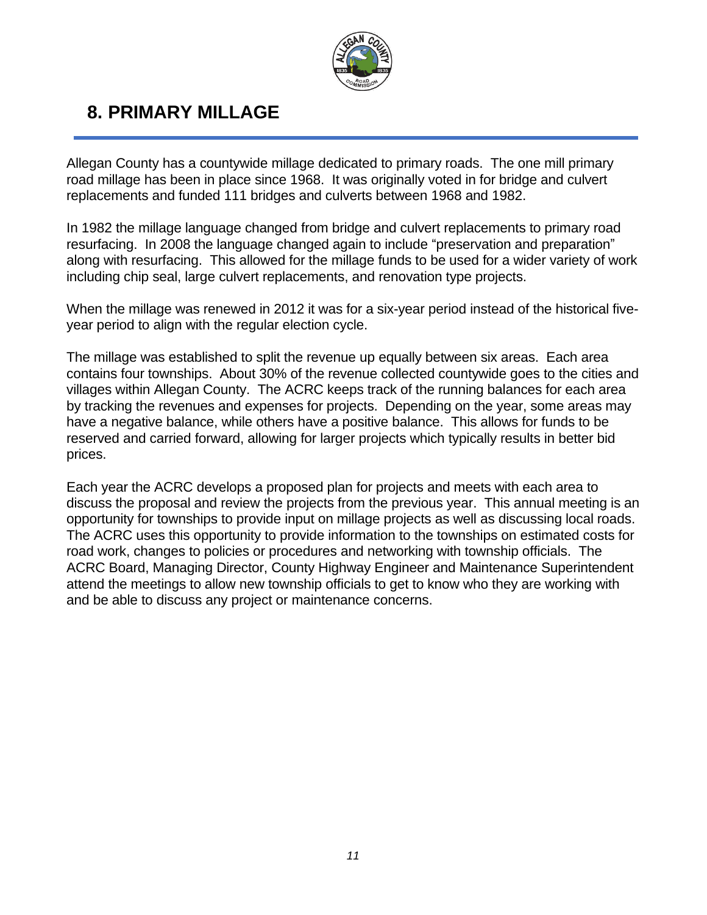# 8. PRIMARY MILLAGE

Allegan County has a countywide millage dedicated to primary roads. The one mill primary road millage has been in place since 1968. It was originally voted in for bridge and culvert replacements and funded 111 bridges and culverts between 1968 and 1982.

In 1982 the millage language changed from bridge and culvert replacements to primary road resurfacing. In 2008 the language changed again to include "preservation and preparation" along with resurfacing. This allowed for the millage funds to be used for a wider variety of work including chip seal, large culvert replacements, and renovation type projects.

When the millage was renewed in 2012 it was for a six-year period instead of the historical five-year period to align with the regular election cycle.

The millage was established to split the revenue up equally between six areas. Each area contains four townships. About 30% of the revenue collected countywide goes to the cities and villages within Allegan County. The ACRC keeps track of the running balances for each area by tracking the revenues and expenses for projects. Depending on the year, some areas may have a negative balance, while others have a positive balance. This allows for funds to be reserved and carried forward, allowing for larger projects which typically results in better bid prices.

Each year the ACRC develops a proposed plan for projects and meets with each area to discuss the proposal and review the projects from the previous year. This annual meeting is an opportunity for townships to provide input on millage projects as well as discussing local roads. The ACRC uses this opportunity to provide information to the townships on estimated costs for road work, changes to policies or procedures and networking with township officials. The ACRC Board, Managing Director, County Highway Engineer and Maintenance Superintendent attend the meetings to allow new township officials to get to know who they are working with and be able to discuss any project or maintenance concerns.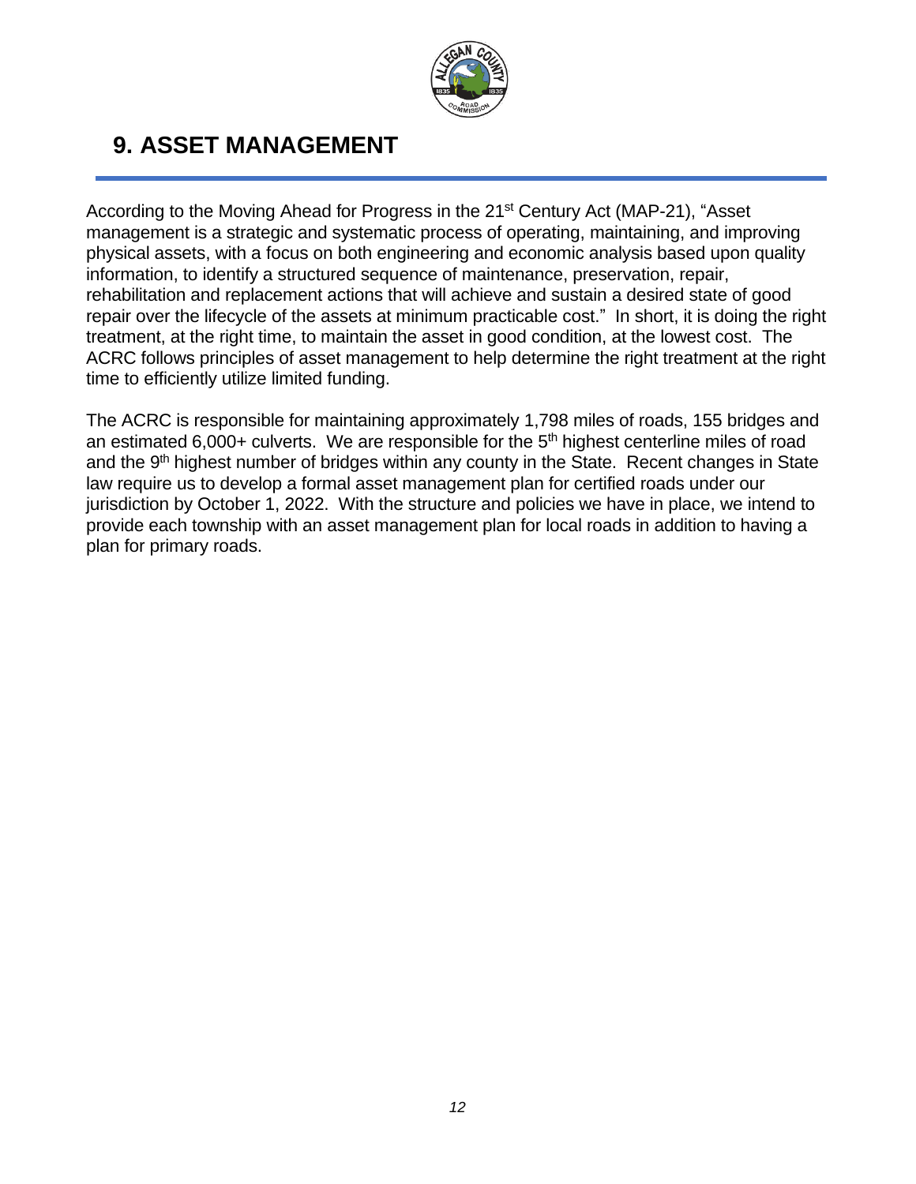# 9. ASSET MANAGEMENT

According to the Moving Ahead for Progress in the 21st Century Act (MAP-21), "Asset management is a strategic and systematic process of operating, maintaining, and improving physical assets, with a focus on both engineering and economic analysis based upon quality information, to identify a structured sequence of maintenance, preservation, repair, rehabilitation and replacement actions that will achieve and sustain a desired state of good repair over the lifecycle of the assets at minimum practicable cost." In short, it is doing the right treatment, at the right time, to maintain the asset in good condition, at the lowest cost. The ACRC follows principles of asset management to help determine the right treatment at the right time to efficiently utilize limited funding.

The ACRC is responsible for maintaining approximately 1,798 miles of roads, 155 bridges and an estimated 6,000+ culverts. We are responsible for the 5th highest centerline miles of road and the 9th highest number of bridges within any county in the State. Recent changes in State law require us to develop a formal asset management plan for certified roads under our jurisdiction by October 1, 2022. With the structure and policies we have in place, we intend to provide each township with an asset management plan for local roads in addition to having a plan for primary roads.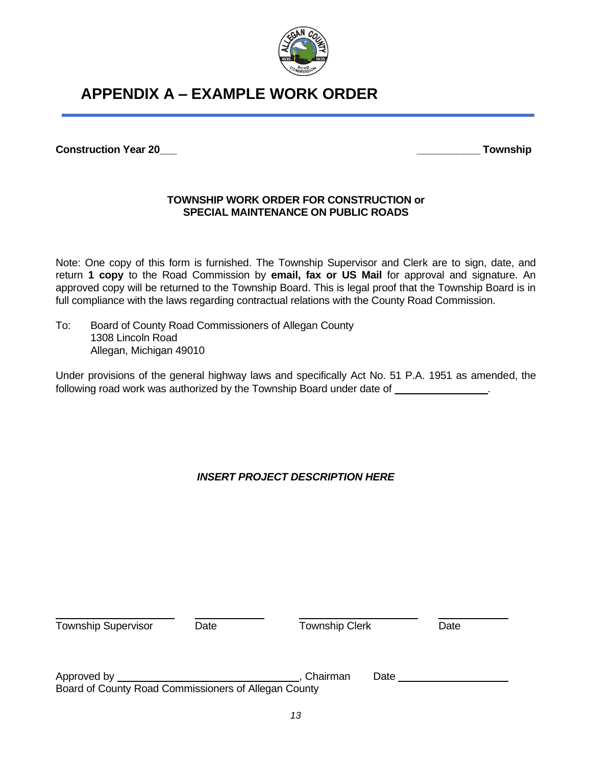# APPENDIX A – EXAMPLE WORK ORDER

**Construction Year 20___** **__________ Township**

**TOWNSHIP WORK ORDER FOR CONSTRUCTION or SPECIAL MAINTENANCE ON PUBLIC ROADS**

Note: One copy of this form is furnished. The Township Supervisor and Clerk are to sign, date, and return **1 copy** to the Road Commission by **email, fax or US Mail** for approval and signature. An approved copy will be returned to the Township Board. This is legal proof that the Township Board is in full compliance with the laws regarding contractual relations with the County Road Commission.

To: Board of County Road Commissioners of Allegan County
1308 Lincoln Road
Allegan, Michigan 49010

Under provisions of the general highway laws and specifically Act No. 51 P.A. 1951 as amended, the following road work was authorized by the Township Board under date of ______________.

***INSERT PROJECT DESCRIPTION HERE***

______________________ ____________ ______________________ ____________
Township Supervisor Date Township Clerk Date

Approved by ______________________________, Chairman Date __________________
Board of County Road Commissioners of Allegan County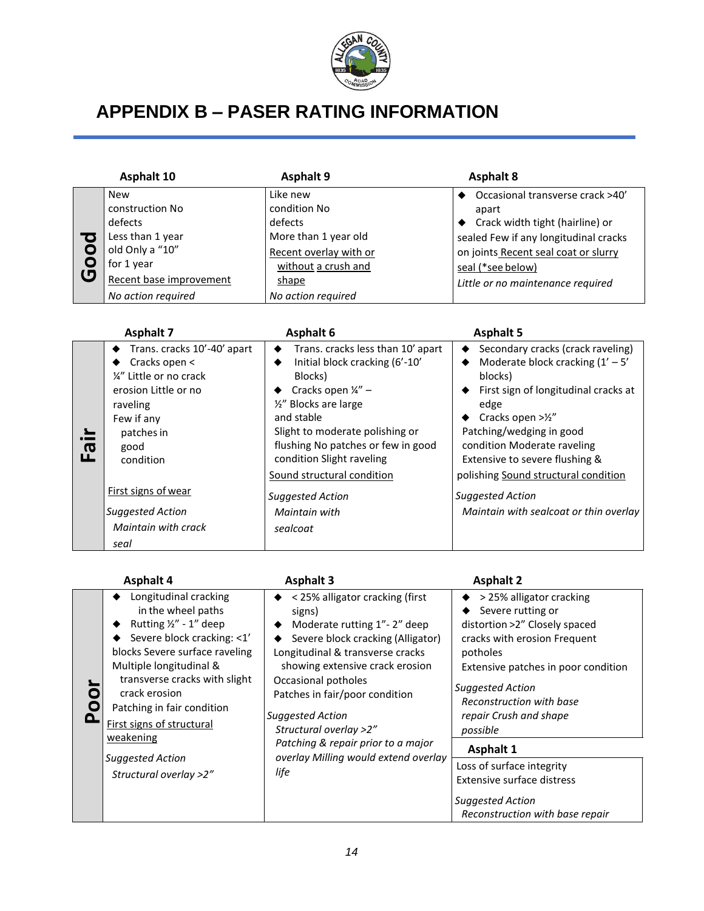# APPENDIX B – PASER RATING INFORMATION

| | Asphalt 10 | Asphalt 9 | Asphalt 8 |
|---|---|---|---|
| **Good** | New construction No defects Less than 1 year old Only a "10" for 1 year Recent base improvement *No action required* | Like new condition No defects More than 1 year old Recent overlay with or without a crush and shape *No action required* | ◆ Occasional transverse crack >40' apart ◆ Crack width tight (hairline) or sealed Few if any longitudinal cracks on joints Recent seal coat or slurry seal (*see below) *Little or no maintenance required* |

| | Asphalt 7 | Asphalt 6 | Asphalt 5 |
|---|---|---|---|
| **Fair** | ◆ Trans. cracks 10'-40' apart ◆ Cracks open < ¼" Little or no crack erosion Little or no raveling Few if any patches in good condition First signs of wear *Suggested Action* *Maintain with crack seal* | ◆ Trans. cracks less than 10' apart ◆ Initial block cracking (6'-10' Blocks) ◆ Cracks open ¼" – ½" Blocks are large and stable Slight to moderate polishing or flushing No patches or few in good condition Slight raveling Sound structural condition *Suggested Action* *Maintain with sealcoat* | ◆ Secondary cracks (crack raveling) ◆ Moderate block cracking (1' – 5' blocks) ◆ First sign of longitudinal cracks at edge ◆ Cracks open >½" Patching/wedging in good condition Moderate raveling Extensive to severe flushing & polishing Sound structural condition *Suggested Action* *Maintain with sealcoat or thin overlay* |

| | Asphalt 4 | Asphalt 3 | Asphalt 2 / Asphalt 1 |
|---|---|---|---|
| **Poor** | ◆ Longitudinal cracking in the wheel paths ◆ Rutting ½" - 1" deep ◆ Severe block cracking: <1' blocks Severe surface raveling Multiple longitudinal & transverse cracks with slight crack erosion Patching in fair condition First signs of structural weakening *Suggested Action* *Structural overlay >2"* | ◆ < 25% alligator cracking (first signs) ◆ Moderate rutting 1"- 2" deep ◆ Severe block cracking (Alligator) Longitudinal & transverse cracks showing extensive crack erosion Occasional potholes Patches in fair/poor condition *Suggested Action* *Structural overlay >2"* *Patching & repair prior to a major overlay Milling would extend overlay life* | **Asphalt 2:** ◆ > 25% alligator cracking ◆ Severe rutting or distortion >2" Closely spaced cracks with erosion Frequent potholes Extensive patches in poor condition *Suggested Action* *Reconstruction with base repair Crush and shape possible* **Asphalt 1:** Loss of surface integrity Extensive surface distress *Suggested Action* *Reconstruction with base repair* |